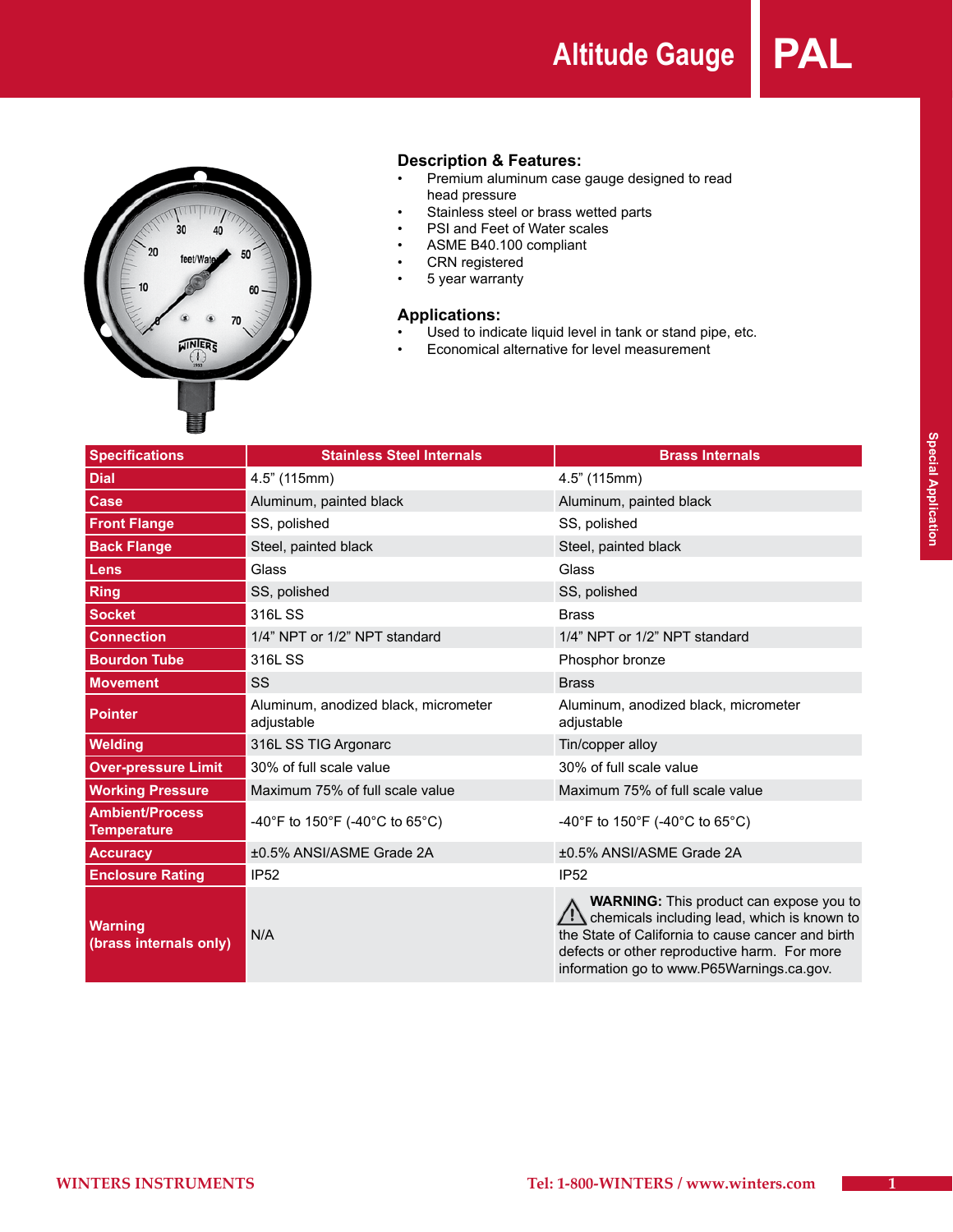# Altitude Gauge PAL

## Description & Features:

- Premium aluminum case gauge designed to read head pressure
- Stainless steel or brass wetted parts
- PSI and Feet of Water scales
- ASME B40.100 compliant
- CRN registered
- 5 year warranty

## Applications:

- Used to indicate liquid level in tank or stand pipe, etc.
- Economical alternative for level measurement

| Specifications | Stainless Steel Internals | Brass Internals |
|---|---|---|
| Dial | 4.5" (115mm) | 4.5" (115mm) |
| Case | Aluminum, painted black | Aluminum, painted black |
| Front Flange | SS, polished | SS, polished |
| Back Flange | Steel, painted black | Steel, painted black |
| Lens | Glass | Glass |
| Ring | SS, polished | SS, polished |
| Socket | 316L SS | Brass |
| Connection | 1/4" NPT or 1/2" NPT standard | 1/4" NPT or 1/2" NPT standard |
| Bourdon Tube | 316L SS | Phosphor bronze |
| Movement | SS | Brass |
| Pointer | Aluminum, anodized black, micrometer adjustable | Aluminum, anodized black, micrometer adjustable |
| Welding | 316L SS TIG Argonarc | Tin/copper alloy |
| Over-pressure Limit | 30% of full scale value | 30% of full scale value |
| Working Pressure | Maximum 75% of full scale value | Maximum 75% of full scale value |
| Ambient/Process Temperature | -40°F to 150°F (-40°C to 65°C) | -40°F to 150°F (-40°C to 65°C) |
| Accuracy | ±0.5% ANSI/ASME Grade 2A | ±0.5% ANSI/ASME Grade 2A |
| Enclosure Rating | IP52 | IP52 |
| Warning (brass internals only) | N/A | **WARNING:** This product can expose you to chemicals including lead, which is known to the State of California to cause cancer and birth defects or other reproductive harm. For more information go to www.P65Warnings.ca.gov. |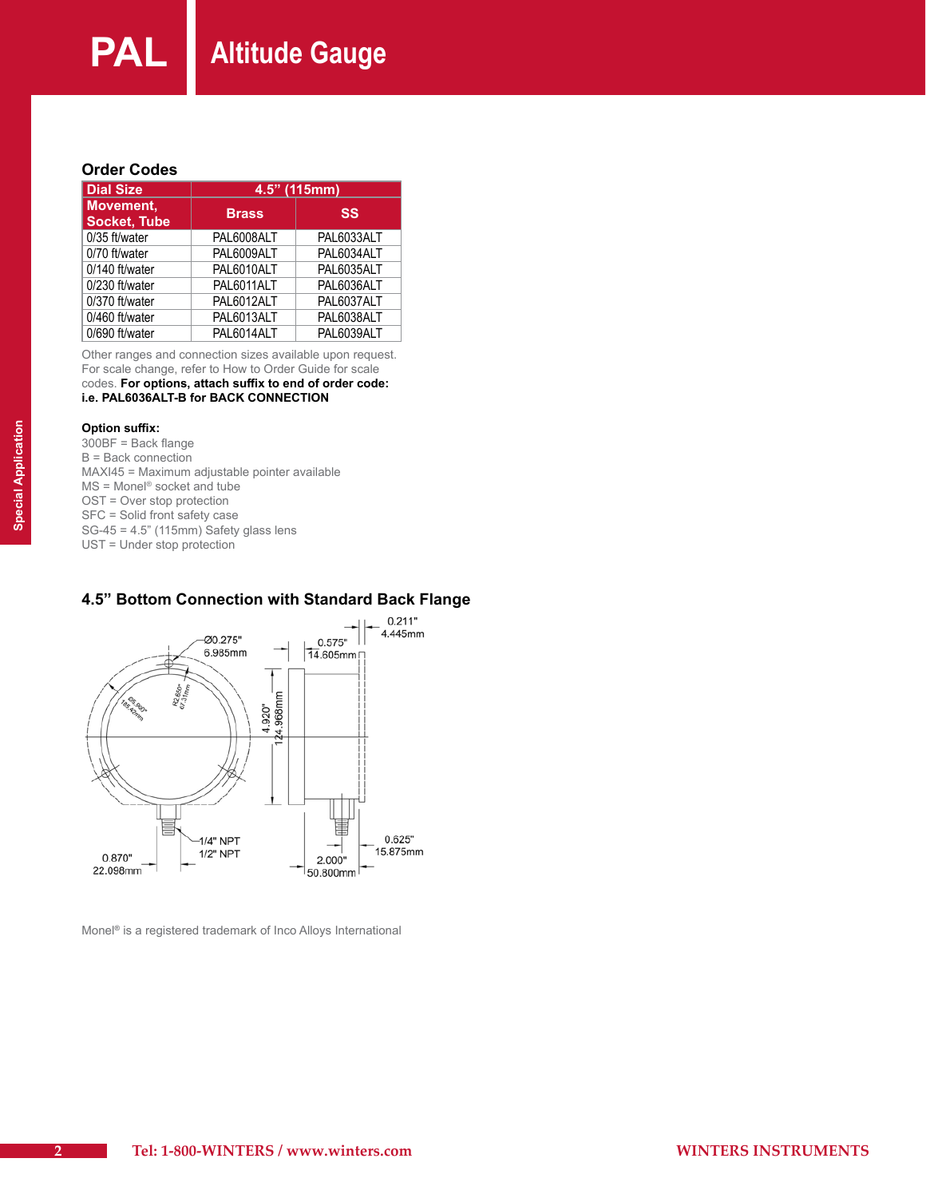# PAL Altitude Gauge

## Order Codes

| Dial Size | 4.5" (115mm) | |
|---|---|---|
| Movement, Socket, Tube | Brass | SS |
| 0/35 ft/water | PAL6008ALT | PAL6033ALT |
| 0/70 ft/water | PAL6009ALT | PAL6034ALT |
| 0/140 ft/water | PAL6010ALT | PAL6035ALT |
| 0/230 ft/water | PAL6011ALT | PAL6036ALT |
| 0/370 ft/water | PAL6012ALT | PAL6037ALT |
| 0/460 ft/water | PAL6013ALT | PAL6038ALT |
| 0/690 ft/water | PAL6014ALT | PAL6039ALT |

Other ranges and connection sizes available upon request. For scale change, refer to How to Order Guide for scale codes. **For options, attach suffix to end of order code: i.e. PAL6036ALT-B for BACK CONNECTION**

**Option suffix:**

300BF = Back flange
B = Back connection
MAXI45 = Maximum adjustable pointer available
MS = Monel® socket and tube
OST = Over stop protection
SFC = Solid front safety case
SG-45 = 4.5" (115mm) Safety glass lens
UST = Under stop protection

## 4.5" Bottom Connection with Standard Back Flange

Ø0.275"
6.985mm
Ø5.900"
149.86mm
R2.650"
67.31mm
4.920"
124.968mm
0.575"
14.605mm
0.211"
4.445mm
1/4" NPT
1/2" NPT
0.870"
22.098mm
2.000"
50.800mm
0.625"
15.875mm

Monel® is a registered trademark of Inco Alloys International